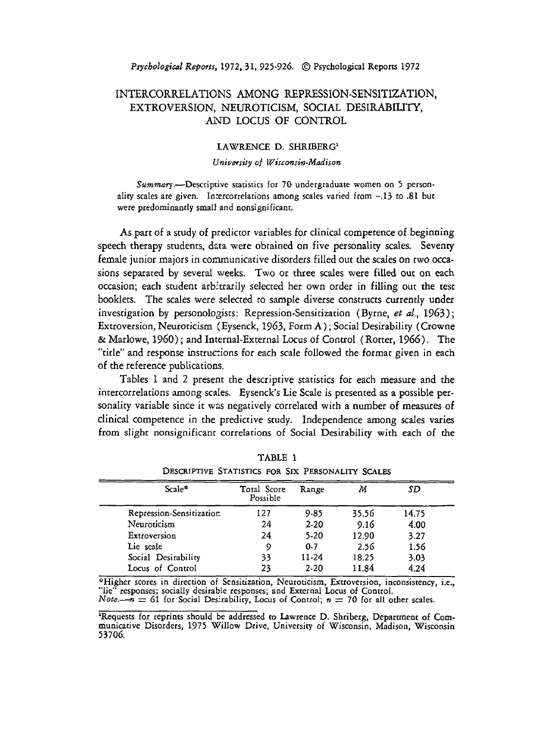# INTERCORRELATIONS AMONG REPRESSION-SENSITIZATION, EXTROVERSION, NEUROTICISM, SOCIAL DESIRABILITY, AND LOCUS OF CONTROL

LAWRENCE D. SHRIBERG[1]

*University of Wisconsin-Madison*

*Summary*.—Descriptive statistics for 70 undergraduate women on 5 personality scales are given. Intercorrelations among scales varied from −.13 to .81 but were predominantly small and nonsignificant.

As part of a study of predictor variables for clinical competence of beginning speech therapy students, data were obtained on five personality scales. Seventy female junior majors in communicative disorders filled out the scales on two occasions separated by several weeks. Two or three scales were filled out on each occasion; each student arbitrarily selected her own order in filling out the test booklets. The scales were selected to sample diverse constructs currently under investigation by personologists: Repression-Sensitization (Byrne, *et al.*, 1963); Extroversion, Neuroticism (Eysenck, 1963, Form A); Social Desirability (Crowne & Marlowe, 1960); and Internal-External Locus of Control (Rotter, 1966). The "title" and response instructions for each scale followed the format given in each of the reference publications.

Tables 1 and 2 present the descriptive statistics for each measure and the intercorrelations among scales. Eysenck's Lie Scale is presented as a possible personality variable since it was negatively correlated with a number of measures of clinical competence in the predictive study. Independence among scales varies from slight nonsignificant correlations of Social Desirability with each of the

TABLE 1

DESCRIPTIVE STATISTICS FOR SIX PERSONALITY SCALES

| Scale* | Total Score Possible | Range | *M* | *SD* |
|---|---|---|---|---|
| Repression-Sensitization | 127 | 9-85 | 35.56 | 14.75 |
| Neuroticism | 24 | 2-20 | 9.16 | 4.00 |
| Extroversion | 24 | 5-20 | 12.90 | 3.27 |
| Lie scale | 9 | 0-7 | 2.56 | 1.56 |
| Social Desirability | 33 | 11-24 | 18.25 | 3.03 |
| Locus of Control | 23 | 2-20 | 11.84 | 4.24 |

*Higher scores in direction of Sensitization, Neuroticism, Extroversion, inconsistency, i.e., "lie" responses; socially desirable responses; and External Locus of Control.
*Note*.—$n = 61$ for Social Desirability, Locus of Control; $n = 70$ for all other scales.

[1]Requests for reprints should be addressed to Lawrence D. Shriberg, Department of Communicative Disorders, 1975 Willow Drive, University of Wisconsin, Madison, Wisconsin 53706.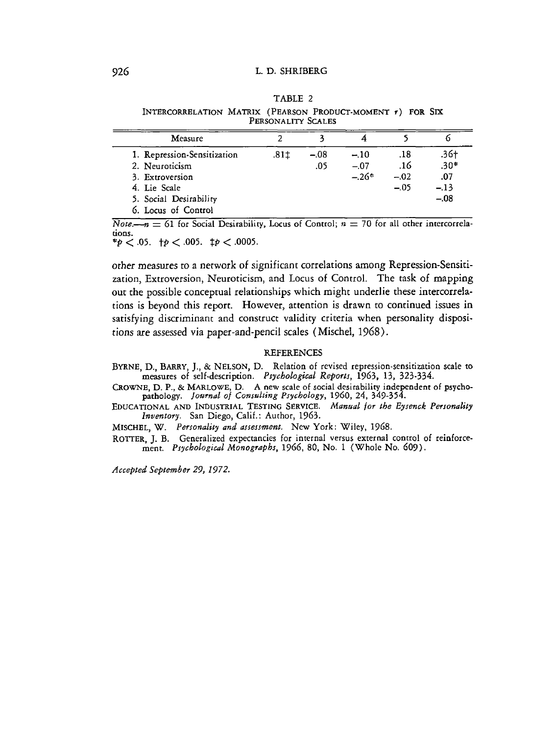TABLE 2

INTERCORRELATION MATRIX (PEARSON PRODUCT-MOMENT $r$) FOR SIX PERSONALITY SCALES

| Measure | 2 | 3 | 4 | 5 | 6 |
|---|---|---|---|---|---|
| 1. Repression-Sensitization | .81‡ | −.08 | −.10 | .18 | .36† |
| 2. Neuroticism | | .05 | −.07 | .16 | .30* |
| 3. Extroversion | | | −.26* | −.02 | .07 |
| 4. Lie Scale | | | | −.05 | −.13 |
| 5. Social Desirability | | | | | −.08 |
| 6. Locus of Control | | | | | |

*Note.*—$n = 61$ for Social Desirability, Locus of Control; $n = 70$ for all other intercorrelations.
*$p < .05$. †$p < .005$. ‡$p < .0005$.

other measures to a network of significant correlations among Repression-Sensitization, Extroversion, Neuroticism, and Locus of Control. The task of mapping out the possible conceptual relationships which might underlie these intercorrelations is beyond this report. However, attention is drawn to continued issues in satisfying discriminant and construct validity criteria when personality dispositions are assessed via paper-and-pencil scales (Mischel, 1968).

## REFERENCES

BYRNE, D., BARRY, J., & NELSON, D. Relation of revised repression-sensitization scale to measures of self-description. *Psychological Reports*, 1963, 13, 323-334.

CROWNE, D. P., & MARLOWE, D. A new scale of social desirability independent of psychopathology. *Journal of Consulting Psychology*, 1960, 24, 349-354.

EDUCATIONAL AND INDUSTRIAL TESTING SERVICE. *Manual for the Eysenck Personality Inventory*. San Diego, Calif.: Author, 1963.

MISCHEL, W. *Personality and assessment*. New York: Wiley, 1968.

ROTTER, J. B. Generalized expectancies for internal versus external control of reinforcement. *Psychological Monographs*, 1966, 80, No. 1 (Whole No. 609).

*Accepted September 29, 1972.*